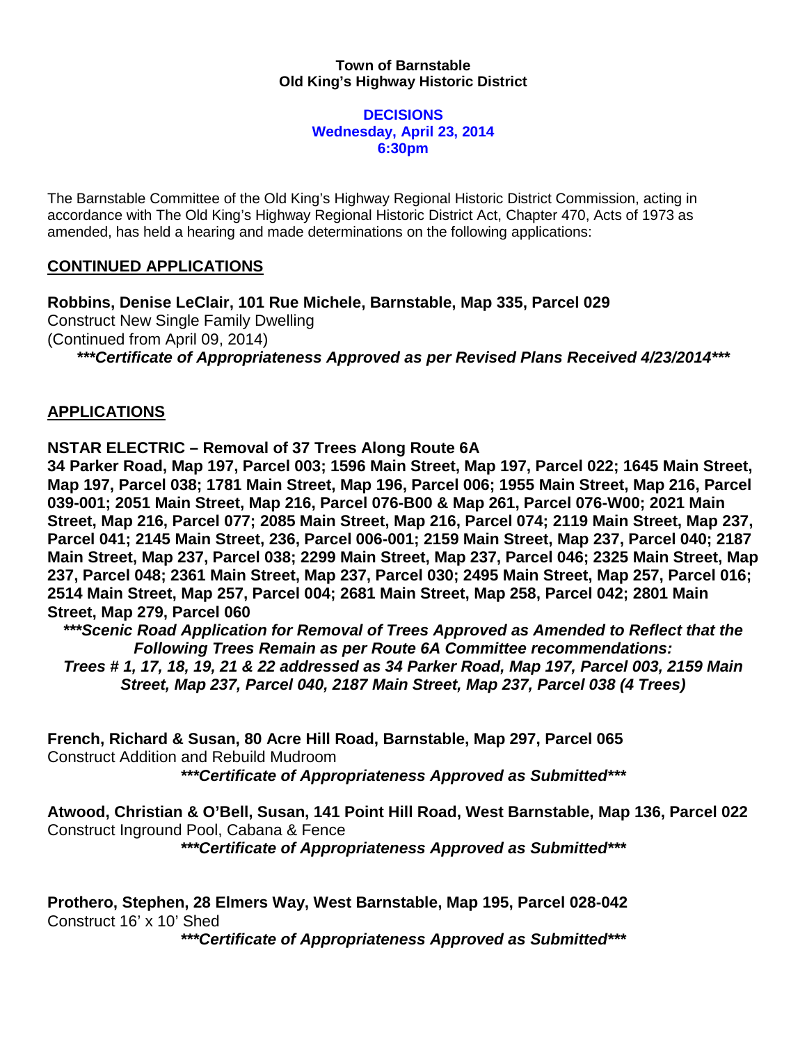**Town of Barnstable**
**Old King's Highway Historic District**

**DECISIONS**
**Wednesday, April 23, 2014**
**6:30pm**

The Barnstable Committee of the Old King's Highway Regional Historic District Commission, acting in accordance with The Old King's Highway Regional Historic District Act, Chapter 470, Acts of 1973 as amended, has held a hearing and made determinations on the following applications:

## CONTINUED APPLICATIONS

**Robbins, Denise LeClair, 101 Rue Michele, Barnstable, Map 335, Parcel 029**
Construct New Single Family Dwelling
(Continued from April 09, 2014)

***\*\*\*Certificate of Appropriateness Approved as per Revised Plans Received 4/23/2014\*\*\****

## APPLICATIONS

**NSTAR ELECTRIC – Removal of 37 Trees Along Route 6A**
**34 Parker Road, Map 197, Parcel 003; 1596 Main Street, Map 197, Parcel 022; 1645 Main Street, Map 197, Parcel 038; 1781 Main Street, Map 196, Parcel 006; 1955 Main Street, Map 216, Parcel 039-001; 2051 Main Street, Map 216, Parcel 076-B00 & Map 261, Parcel 076-W00; 2021 Main Street, Map 216, Parcel 077; 2085 Main Street, Map 216, Parcel 074; 2119 Main Street, Map 237, Parcel 041; 2145 Main Street, 236, Parcel 006-001; 2159 Main Street, Map 237, Parcel 040; 2187 Main Street, Map 237, Parcel 038; 2299 Main Street, Map 237, Parcel 046; 2325 Main Street, Map 237, Parcel 048; 2361 Main Street, Map 237, Parcel 030; 2495 Main Street, Map 257, Parcel 016; 2514 Main Street, Map 257, Parcel 004; 2681 Main Street, Map 258, Parcel 042; 2801 Main Street, Map 279, Parcel 060**

***\*\*\*Scenic Road Application for Removal of Trees Approved as Amended to Reflect that the Following Trees Remain as per Route 6A Committee recommendations:***
***Trees # 1, 17, 18, 19, 21 & 22 addressed as 34 Parker Road, Map 197, Parcel 003, 2159 Main Street, Map 237, Parcel 040, 2187 Main Street, Map 237, Parcel 038 (4 Trees)***

**French, Richard & Susan, 80 Acre Hill Road, Barnstable, Map 297, Parcel 065**
Construct Addition and Rebuild Mudroom

***\*\*\*Certificate of Appropriateness Approved as Submitted\*\*\****

**Atwood, Christian & O'Bell, Susan, 141 Point Hill Road, West Barnstable, Map 136, Parcel 022**
Construct Inground Pool, Cabana & Fence

***\*\*\*Certificate of Appropriateness Approved as Submitted\*\*\****

**Prothero, Stephen, 28 Elmers Way, West Barnstable, Map 195, Parcel 028-042**
Construct 16' x 10' Shed

***\*\*\*Certificate of Appropriateness Approved as Submitted\*\*\****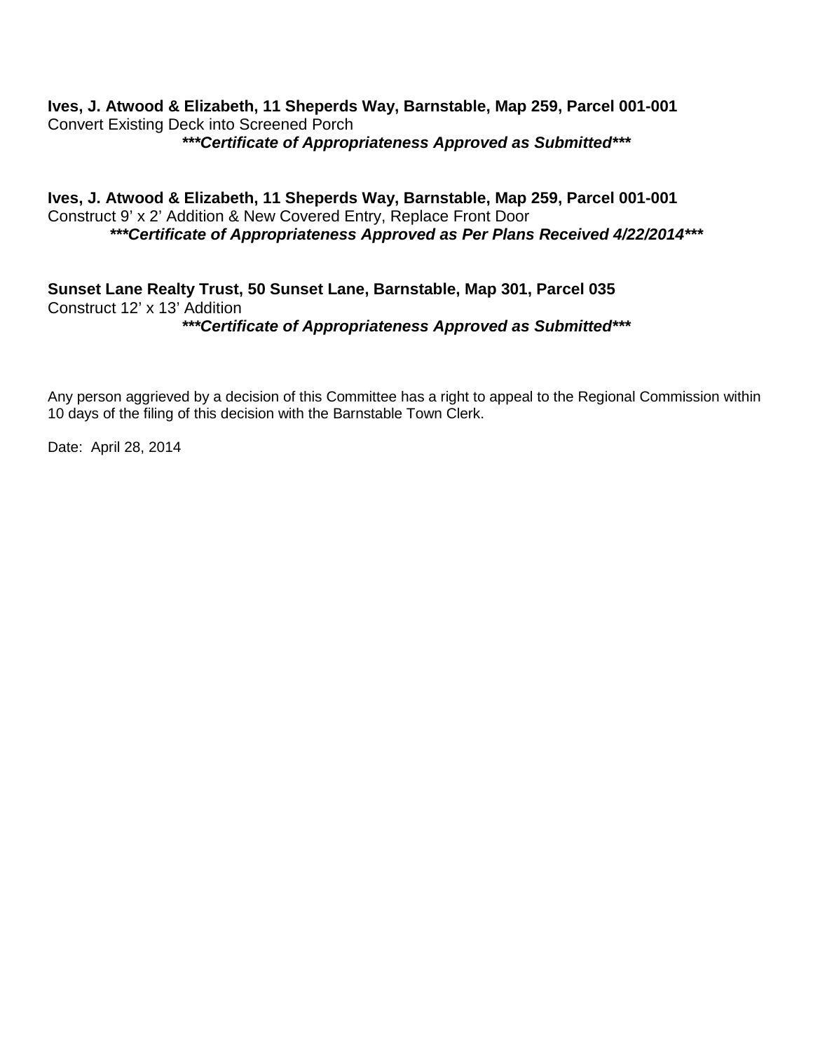**Ives, J. Atwood & Elizabeth, 11 Sheperds Way, Barnstable, Map 259, Parcel 001-001**
Convert Existing Deck into Screened Porch

***\*\*\*Certificate of Appropriateness Approved as Submitted\*\*\****

**Ives, J. Atwood & Elizabeth, 11 Sheperds Way, Barnstable, Map 259, Parcel 001-001**
Construct 9' x 2' Addition & New Covered Entry, Replace Front Door

***\*\*\*Certificate of Appropriateness Approved as Per Plans Received 4/22/2014\*\*\****

**Sunset Lane Realty Trust, 50 Sunset Lane, Barnstable, Map 301, Parcel 035**
Construct 12' x 13' Addition

***\*\*\*Certificate of Appropriateness Approved as Submitted\*\*\****

Any person aggrieved by a decision of this Committee has a right to appeal to the Regional Commission within 10 days of the filing of this decision with the Barnstable Town Clerk.

Date: April 28, 2014